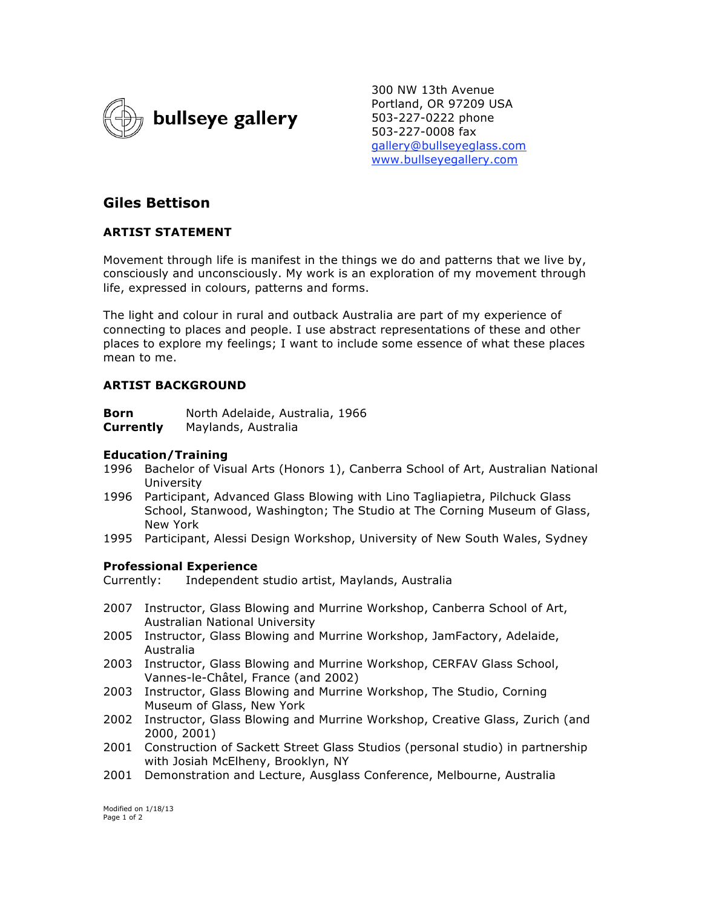bullseye gallery

300 NW 13th Avenue
Portland, OR 97209 USA
503-227-0222 phone
503-227-0008 fax
gallery@bullseyeglass.com
www.bullseyegallery.com

# Giles Bettison

## ARTIST STATEMENT

Movement through life is manifest in the things we do and patterns that we live by, consciously and unconsciously. My work is an exploration of my movement through life, expressed in colours, patterns and forms.

The light and colour in rural and outback Australia are part of my experience of connecting to places and people. I use abstract representations of these and other places to explore my feelings; I want to include some essence of what these places mean to me.

## ARTIST BACKGROUND

**Born** North Adelaide, Australia, 1966
**Currently** Maylands, Australia

### Education/Training

1996 Bachelor of Visual Arts (Honors 1), Canberra School of Art, Australian National University
1996 Participant, Advanced Glass Blowing with Lino Tagliapietra, Pilchuck Glass School, Stanwood, Washington; The Studio at The Corning Museum of Glass, New York
1995 Participant, Alessi Design Workshop, University of New South Wales, Sydney

### Professional Experience

Currently: Independent studio artist, Maylands, Australia

2007 Instructor, Glass Blowing and Murrine Workshop, Canberra School of Art, Australian National University
2005 Instructor, Glass Blowing and Murrine Workshop, JamFactory, Adelaide, Australia
2003 Instructor, Glass Blowing and Murrine Workshop, CERFAV Glass School, Vannes-le-Châtel, France (and 2002)
2003 Instructor, Glass Blowing and Murrine Workshop, The Studio, Corning Museum of Glass, New York
2002 Instructor, Glass Blowing and Murrine Workshop, Creative Glass, Zurich (and 2000, 2001)
2001 Construction of Sackett Street Glass Studios (personal studio) in partnership with Josiah McElheny, Brooklyn, NY
2001 Demonstration and Lecture, Ausglass Conference, Melbourne, Australia

Modified on 1/18/13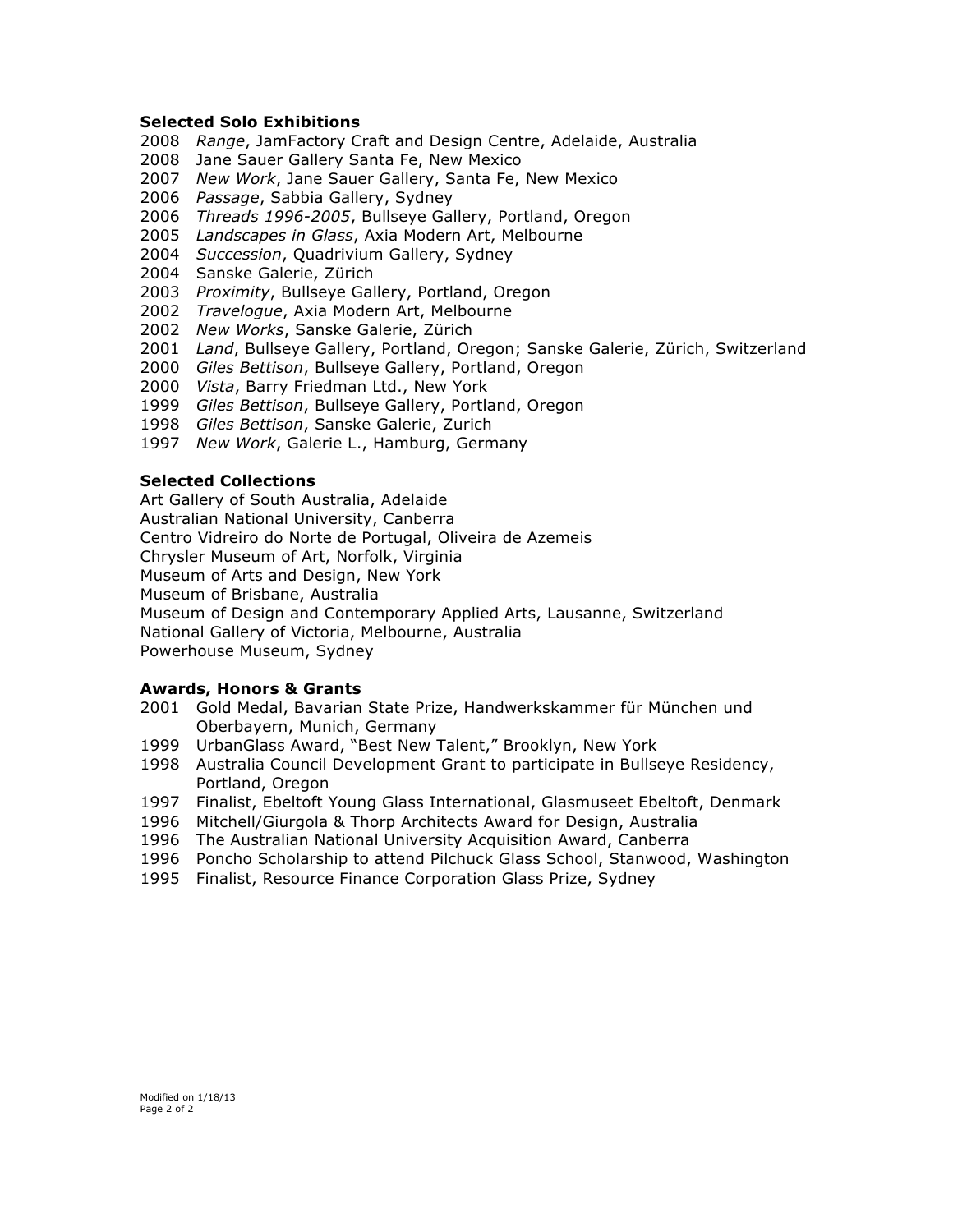**Selected Solo Exhibitions**

2008 *Range*, JamFactory Craft and Design Centre, Adelaide, Australia
2008 Jane Sauer Gallery Santa Fe, New Mexico
2007 *New Work*, Jane Sauer Gallery, Santa Fe, New Mexico
2006 *Passage*, Sabbia Gallery, Sydney
2006 *Threads 1996-2005*, Bullseye Gallery, Portland, Oregon
2005 *Landscapes in Glass*, Axia Modern Art, Melbourne
2004 *Succession*, Quadrivium Gallery, Sydney
2004 Sanske Galerie, Zürich
2003 *Proximity*, Bullseye Gallery, Portland, Oregon
2002 *Travelogue*, Axia Modern Art, Melbourne
2002 *New Works*, Sanske Galerie, Zürich
2001 *Land*, Bullseye Gallery, Portland, Oregon; Sanske Galerie, Zürich, Switzerland
2000 *Giles Bettison*, Bullseye Gallery, Portland, Oregon
2000 *Vista*, Barry Friedman Ltd., New York
1999 *Giles Bettison*, Bullseye Gallery, Portland, Oregon
1998 *Giles Bettison*, Sanske Galerie, Zurich
1997 *New Work*, Galerie L., Hamburg, Germany

**Selected Collections**

Art Gallery of South Australia, Adelaide
Australian National University, Canberra
Centro Vidreiro do Norte de Portugal, Oliveira de Azemeis
Chrysler Museum of Art, Norfolk, Virginia
Museum of Arts and Design, New York
Museum of Brisbane, Australia
Museum of Design and Contemporary Applied Arts, Lausanne, Switzerland
National Gallery of Victoria, Melbourne, Australia
Powerhouse Museum, Sydney

**Awards, Honors & Grants**

2001 Gold Medal, Bavarian State Prize, Handwerkskammer für München und Oberbayern, Munich, Germany
1999 UrbanGlass Award, "Best New Talent," Brooklyn, New York
1998 Australia Council Development Grant to participate in Bullseye Residency, Portland, Oregon
1997 Finalist, Ebeltoft Young Glass International, Glasmuseet Ebeltoft, Denmark
1996 Mitchell/Giurgola & Thorp Architects Award for Design, Australia
1996 The Australian National University Acquisition Award, Canberra
1996 Poncho Scholarship to attend Pilchuck Glass School, Stanwood, Washington
1995 Finalist, Resource Finance Corporation Glass Prize, Sydney

Modified on 1/18/13